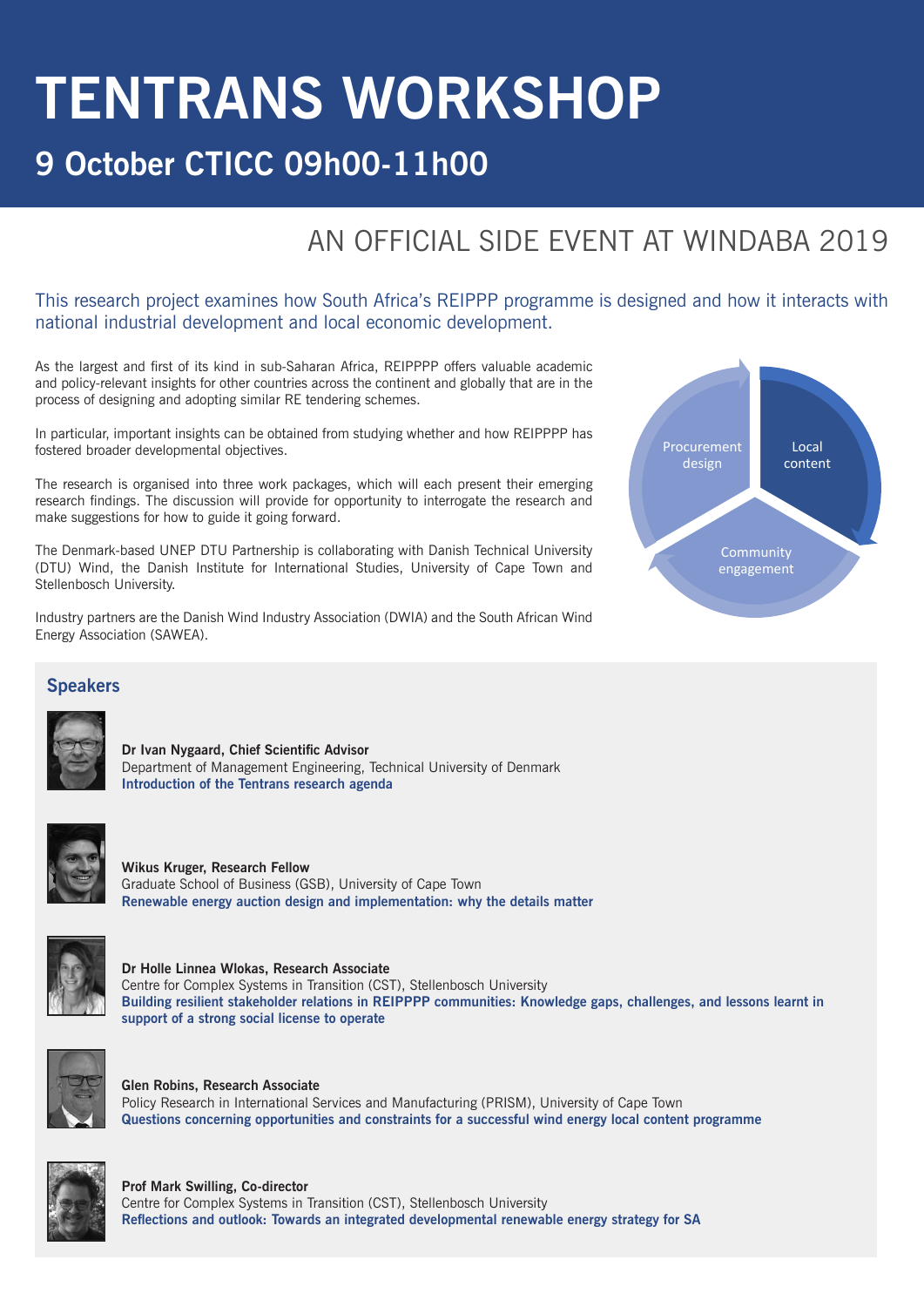# TENTRANS WORKSHOP

## 9 October CTICC 09h00-11h00

## AN OFFICIAL SIDE EVENT AT WINDABA 2019

This research project examines how South Africa's REIPPP programme is designed and how it interacts with national industrial development and local economic development.

As the largest and first of its kind in sub-Saharan Africa, REIPPPP offers valuable academic and policy-relevant insights for other countries across the continent and globally that are in the process of designing and adopting similar RE tendering schemes.

In particular, important insights can be obtained from studying whether and how REIPPPP has fostered broader developmental objectives.

The research is organised into three work packages, which will each present their emerging research findings. The discussion will provide for opportunity to interrogate the research and make suggestions for how to guide it going forward.

The Denmark-based UNEP DTU Partnership is collaborating with Danish Technical University (DTU) Wind, the Danish Institute for International Studies, University of Cape Town and Stellenbosch University.

Industry partners are the Danish Wind Industry Association (DWIA) and the South African Wind Energy Association (SAWEA).

Procurement design

Local content

Community engagement

### Speakers

**Dr Ivan Nygaard, Chief Scientific Advisor**
Department of Management Engineering, Technical University of Denmark
**Introduction of the Tentrans research agenda**

**Wikus Kruger, Research Fellow**
Graduate School of Business (GSB), University of Cape Town
**Renewable energy auction design and implementation: why the details matter**

**Dr Holle Linnea Wlokas, Research Associate**
Centre for Complex Systems in Transition (CST), Stellenbosch University
**Building resilient stakeholder relations in REIPPPP communities: Knowledge gaps, challenges, and lessons learnt in support of a strong social license to operate**

**Glen Robins, Research Associate**
Policy Research in International Services and Manufacturing (PRISM), University of Cape Town
**Questions concerning opportunities and constraints for a successful wind energy local content programme**

**Prof Mark Swilling, Co-director**
Centre for Complex Systems in Transition (CST), Stellenbosch University
**Reflections and outlook: Towards an integrated developmental renewable energy strategy for SA**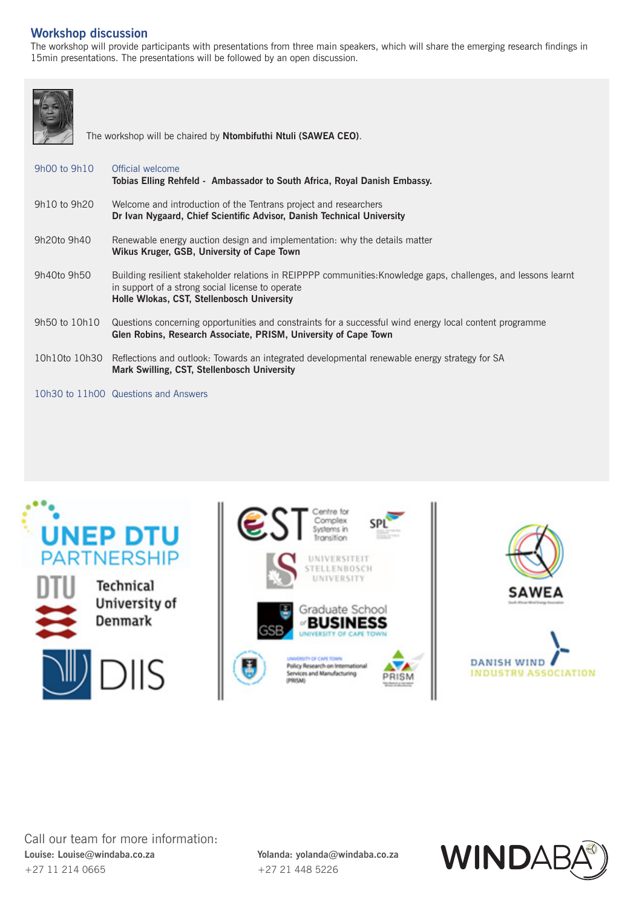## Workshop discussion

The workshop will provide participants with presentations from three main speakers, which will share the emerging research findings in 15min presentations. The presentations will be followed by an open discussion.

The workshop will be chaired by **Ntombifuthi Ntuli (SAWEA CEO)**.

| | |
|---|---|
| 9h00 to 9h10 | Official welcome<br>**Tobias Elling Rehfeld - Ambassador to South Africa, Royal Danish Embassy.** |
| 9h10 to 9h20 | Welcome and introduction of the Tentrans project and researchers<br>**Dr Ivan Nygaard, Chief Scientific Advisor, Danish Technical University** |
| 9h20to 9h40 | Renewable energy auction design and implementation: why the details matter<br>**Wikus Kruger, GSB, University of Cape Town** |
| 9h40to 9h50 | Building resilient stakeholder relations in REIPPPP communities:Knowledge gaps, challenges, and lessons learnt in support of a strong social license to operate<br>**Holle Wlokas, CST, Stellenbosch University** |
| 9h50 to 10h10 | Questions concerning opportunities and constraints for a successful wind energy local content programme<br>**Glen Robins, Research Associate, PRISM, University of Cape Town** |
| 10h10to 10h30 | Reflections and outlook: Towards an integrated developmental renewable energy strategy for SA<br>**Mark Swilling, CST, Stellenbosch University** |
| 10h30 to 11h00 | Questions and Answers |

Call our team for more information:

**Louise: Louise@windaba.co.za**
+27 11 214 0665

**Yolanda: yolanda@windaba.co.za**
+27 21 448 5226